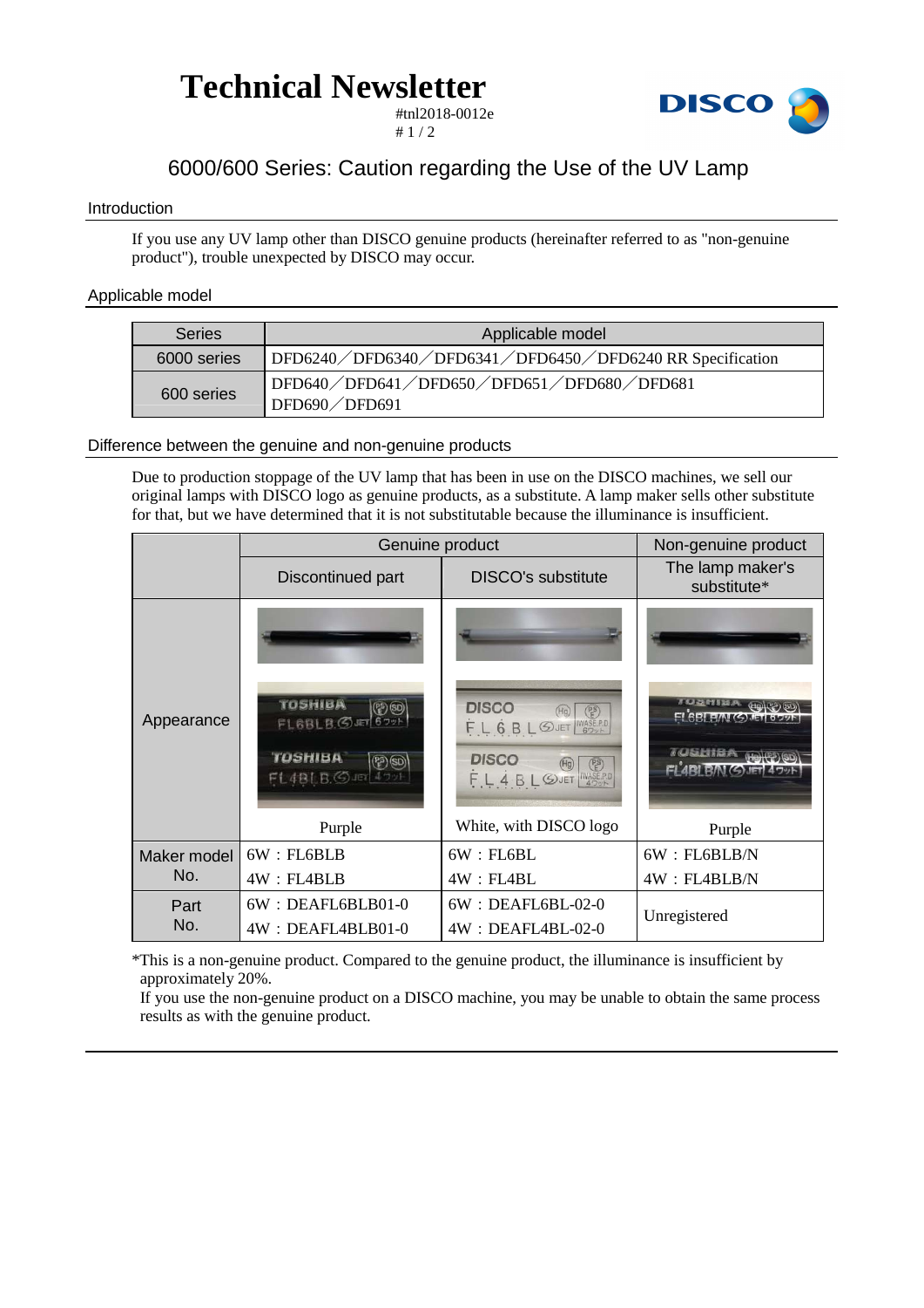# Technical Newsletter

#tnl2018-0012e

## 6000/600 Series: Caution regarding the Use of the UV Lamp

### Introduction

If you use any UV lamp other than DISCO genuine products (hereinafter referred to as "non-genuine product"), trouble unexpected by DISCO may occur.

### Applicable model

| Series | Applicable model |
|---|---|
| 6000 series | DFD6240／DFD6340／DFD6341／DFD6450／DFD6240 RR Specification |
| 600 series | DFD640／DFD641／DFD650／DFD651／DFD680／DFD681<br>DFD690／DFD691 |

### Difference between the genuine and non-genuine products

Due to production stoppage of the UV lamp that has been in use on the DISCO machines, we sell our original lamps with DISCO logo as genuine products, as a substitute. A lamp maker sells other substitute for that, but we have determined that it is not substitutable because the illuminance is insufficient.

| | Genuine product | | Non-genuine product |
|---|---|---|---|
| | Discontinued part | DISCO's substitute | The lamp maker's substitute* |
| Appearance | Purple | White, with DISCO logo | Purple |
| Maker model No. | 6W：FL6BLB<br>4W：FL4BLB | 6W：FL6BL<br>4W：FL4BL | 6W：FL6BLB/N<br>4W：FL4BLB/N |
| Part No. | 6W：DEAFL6BLB01-0<br>4W：DEAFL4BLB01-0 | 6W：DEAFL6BL-02-0<br>4W：DEAFL4BL-02-0 | Unregistered |

*This is a non-genuine product. Compared to the genuine product, the illuminance is insufficient by approximately 20%.
If you use the non-genuine product on a DISCO machine, you may be unable to obtain the same process results as with the genuine product.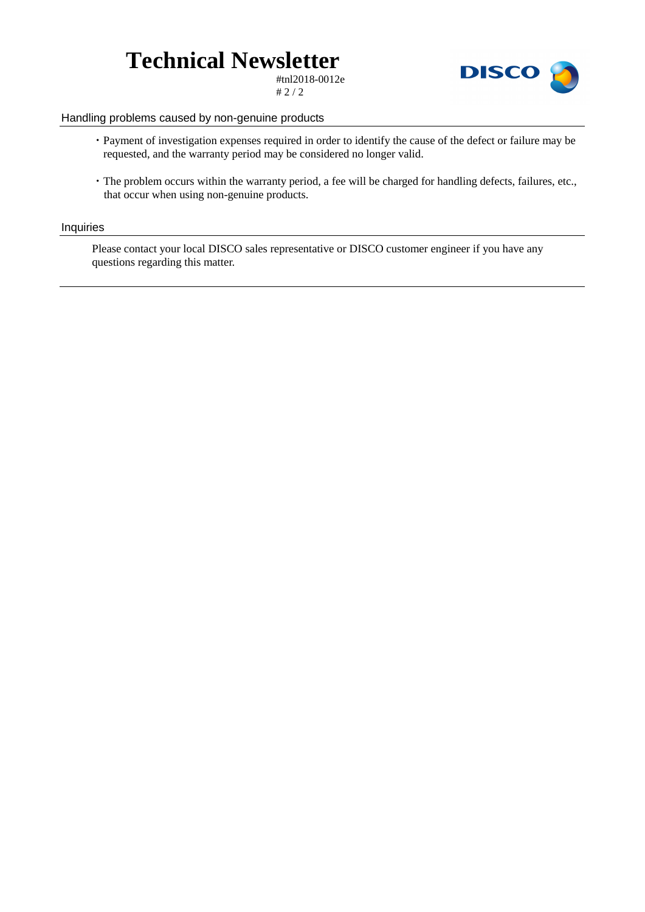## Handling problems caused by non-genuine products

- Payment of investigation expenses required in order to identify the cause of the defect or failure may be requested, and the warranty period may be considered no longer valid.
- The problem occurs within the warranty period, a fee will be charged for handling defects, failures, etc., that occur when using non-genuine products.

## Inquiries

Please contact your local DISCO sales representative or DISCO customer engineer if you have any questions regarding this matter.